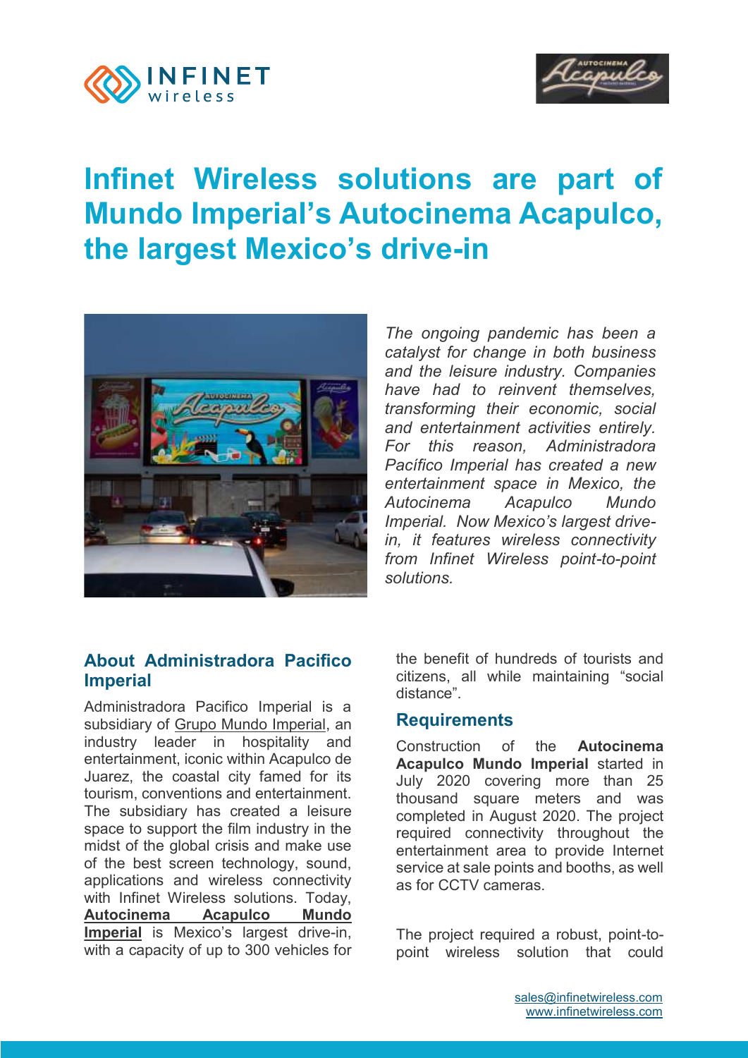# Infinet Wireless solutions are part of Mundo Imperial's Autocinema Acapulco, the largest Mexico's drive-in

*The ongoing pandemic has been a catalyst for change in both business and the leisure industry. Companies have had to reinvent themselves, transforming their economic, social and entertainment activities entirely. For this reason, Administradora Pacífico Imperial has created a new entertainment space in Mexico, the Autocinema Acapulco Mundo Imperial. Now Mexico's largest drive-in, it features wireless connectivity from Infinet Wireless point-to-point solutions.*

## About Administradora Pacifico Imperial

Administradora Pacifico Imperial is a subsidiary of Grupo Mundo Imperial, an industry leader in hospitality and entertainment, iconic within Acapulco de Juarez, the coastal city famed for its tourism, conventions and entertainment. The subsidiary has created a leisure space to support the film industry in the midst of the global crisis and make use of the best screen technology, sound, applications and wireless connectivity with Infinet Wireless solutions. Today, **Autocinema Acapulco Mundo Imperial** is Mexico's largest drive-in, with a capacity of up to 300 vehicles for the benefit of hundreds of tourists and citizens, all while maintaining "social distance".

## Requirements

Construction of the **Autocinema Acapulco Mundo Imperial** started in July 2020 covering more than 25 thousand square meters and was completed in August 2020. The project required connectivity throughout the entertainment area to provide Internet service at sale points and booths, as well as for CCTV cameras.

The project required a robust, point-to-point wireless solution that could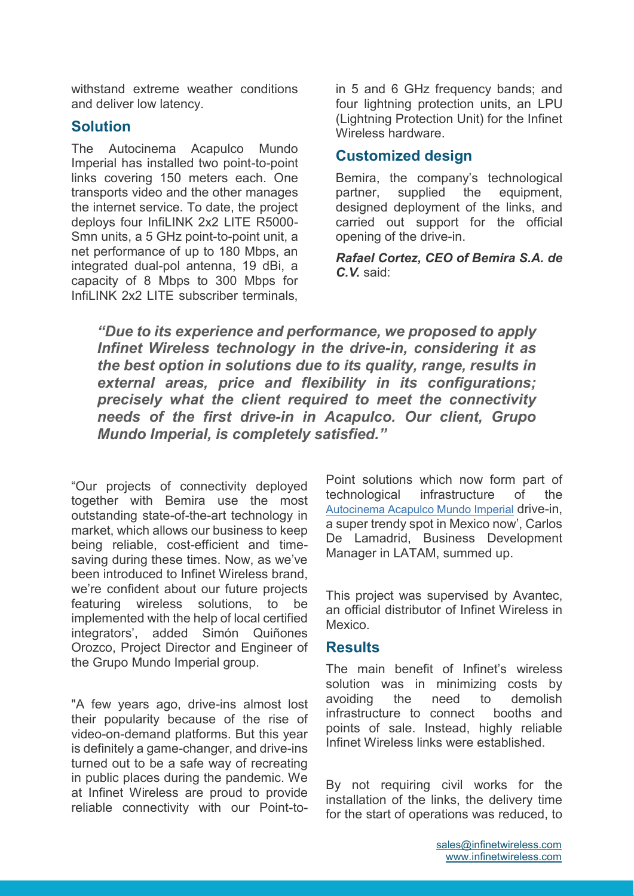withstand extreme weather conditions and deliver low latency.

## Solution

The Autocinema Acapulco Mundo Imperial has installed two point-to-point links covering 150 meters each. One transports video and the other manages the internet service. To date, the project deploys four InfiLINK 2x2 LITE R5000-Smn units, a 5 GHz point-to-point unit, a net performance of up to 180 Mbps, an integrated dual-pol antenna, 19 dBi, a capacity of 8 Mbps to 300 Mbps for InfiLINK 2x2 LITE subscriber terminals, in 5 and 6 GHz frequency bands; and four lightning protection units, an LPU (Lightning Protection Unit) for the Infinet Wireless hardware.

## Customized design

Bemira, the company's technological partner, supplied the equipment, designed deployment of the links, and carried out support for the official opening of the drive-in.

***Rafael Cortez, CEO of Bemira S.A. de C.V.*** said:

> ***"Due to its experience and performance, we proposed to apply Infinet Wireless technology in the drive-in, considering it as the best option in solutions due to its quality, range, results in external areas, price and flexibility in its configurations; precisely what the client required to meet the connectivity needs of the first drive-in in Acapulco. Our client, Grupo Mundo Imperial, is completely satisfied."***

"Our projects of connectivity deployed together with Bemira use the most outstanding state-of-the-art technology in market, which allows our business to keep being reliable, cost-efficient and time-saving during these times. Now, as we've been introduced to Infinet Wireless brand, we're confident about our future projects featuring wireless solutions, to be implemented with the help of local certified integrators', added Simón Quiñones Orozco, Project Director and Engineer of the Grupo Mundo Imperial group.

"A few years ago, drive-ins almost lost their popularity because of the rise of video-on-demand platforms. But this year is definitely a game-changer, and drive-ins turned out to be a safe way of recreating in public places during the pandemic. We at Infinet Wireless are proud to provide reliable connectivity with our Point-to-Point solutions which now form part of technological infrastructure of the Autocinema Acapulco Mundo Imperial drive-in, a super trendy spot in Mexico now', Carlos De Lamadrid, Business Development Manager in LATAM, summed up.

This project was supervised by Avantec, an official distributor of Infinet Wireless in Mexico.

## Results

The main benefit of Infinet's wireless solution was in minimizing costs by avoiding the need to demolish infrastructure to connect booths and points of sale. Instead, highly reliable Infinet Wireless links were established.

By not requiring civil works for the installation of the links, the delivery time for the start of operations was reduced, to

sales@infinetwireless.com
www.infinetwireless.com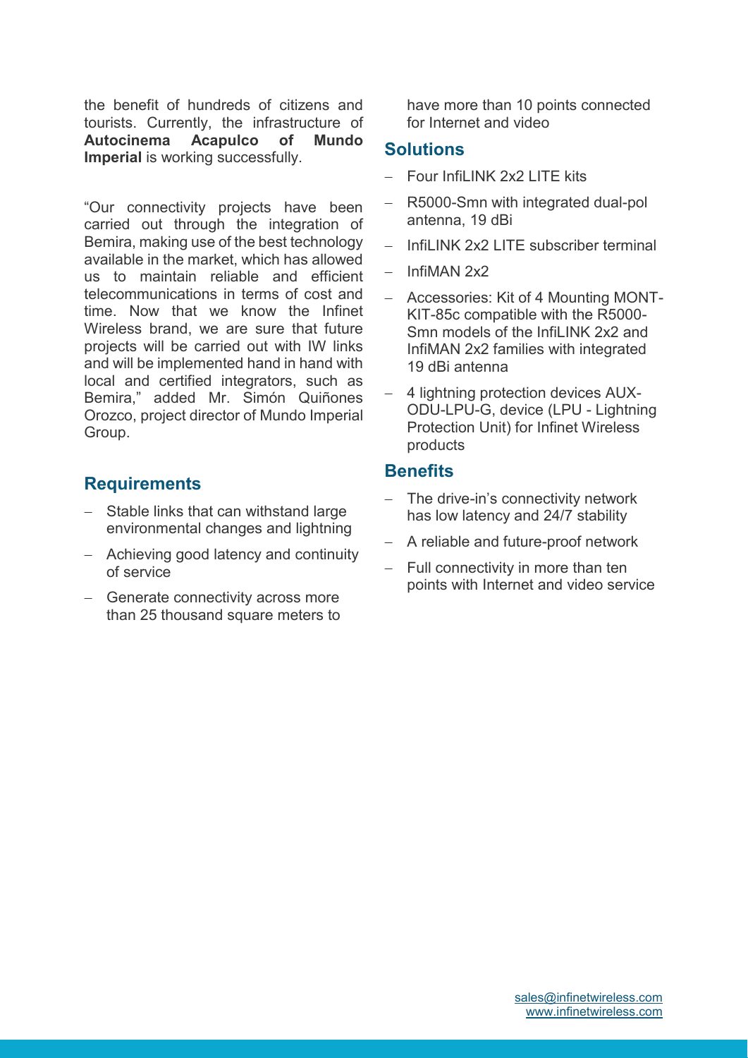the benefit of hundreds of citizens and tourists. Currently, the infrastructure of **Autocinema Acapulco of Mundo Imperial** is working successfully.

"Our connectivity projects have been carried out through the integration of Bemira, making use of the best technology available in the market, which has allowed us to maintain reliable and efficient telecommunications in terms of cost and time. Now that we know the Infinet Wireless brand, we are sure that future projects will be carried out with IW links and will be implemented hand in hand with local and certified integrators, such as Bemira," added Mr. Simón Quiñones Orozco, project director of Mundo Imperial Group.

## Requirements

- Stable links that can withstand large environmental changes and lightning
- Achieving good latency and continuity of service
- Generate connectivity across more than 25 thousand square meters to have more than 10 points connected for Internet and video

## Solutions

- Four InfiLINK 2x2 LITE kits
- R5000-Smn with integrated dual-pol antenna, 19 dBi
- InfiLINK 2x2 LITE subscriber terminal
- InfiMAN 2x2
- Accessories: Kit of 4 Mounting MONT-KIT-85c compatible with the R5000-Smn models of the InfiLINK 2x2 and InfiMAN 2x2 families with integrated 19 dBi antenna
- 4 lightning protection devices AUX-ODU-LPU-G, device (LPU - Lightning Protection Unit) for Infinet Wireless products

## Benefits

- The drive-in's connectivity network has low latency and 24/7 stability
- A reliable and future-proof network
- Full connectivity in more than ten points with Internet and video service

sales@infinetwireless.com
www.infinetwireless.com